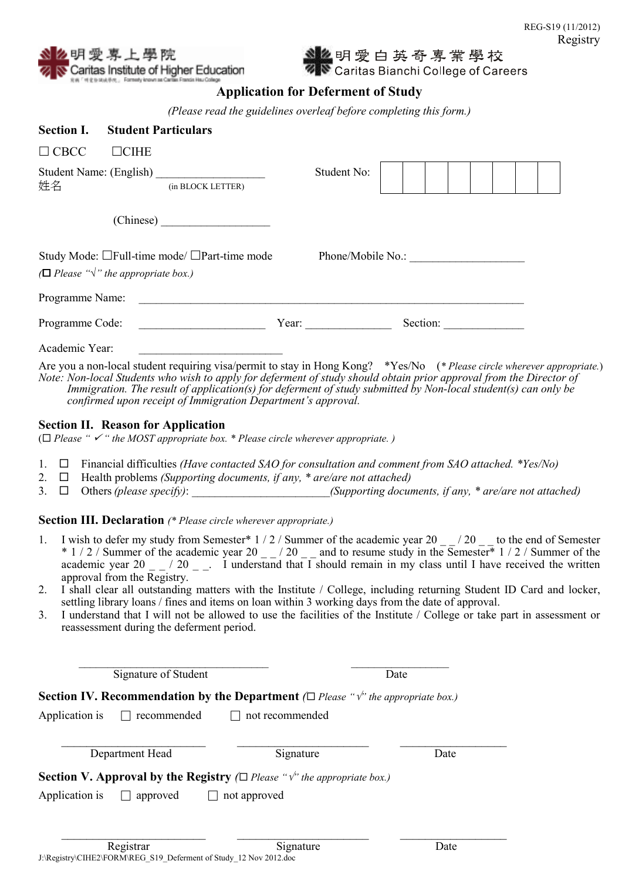REG-S19 (11/2012)

Registry

明愛專上學院 Caritas Institute of Higher Education

明愛白英奇專業學校 Caritas Bianchi College of Careers

# Application for Deferment of Study

*(Please read the guidelines overleaf before completing this form.)*

## Section I. Student Particulars

☐ CBCC ☐CIHE

Student Name: (English) ___________________ Student No: | | | | | | | | |

姓名 (in BLOCK LETTER)

(Chinese) ___________________

Study Mode: ☐Full-time mode/ ☐Part-time mode Phone/Mobile No.: ____________________

(☐ *Please "√" the appropriate box.)*

Programme Name: ________________________________________________________________

Programme Code: ______________________ Year: _______________ Section: ______________

Academic Year: _________________________

Are you a non-local student requiring visa/permit to stay in Hong Kong? *Yes/No (*\* Please circle wherever appropriate.*)

*Note: Non-local Students who wish to apply for deferment of study should obtain prior approval from the Director of Immigration. The result of application(s) for deferment of study submitted by Non-local student(s) can only be confirmed upon receipt of Immigration Department's approval.*

## Section II. Reason for Application

(☐ *Please " ✓ " the MOST appropriate box. \* Please circle wherever appropriate. )*

1. ☐ Financial difficulties *(Have contacted SAO for consultation and comment from SAO attached. \*Yes/No)*
2. ☐ Health problems *(Supporting documents, if any, \* are/are not attached)*
3. ☐ Others *(please specify)*: ________________________*(Supporting documents, if any, \* are/are not attached)*

## Section III. Declaration *(\* Please circle wherever appropriate.)*

1. I wish to defer my study from Semester\* 1 / 2 / Summer of the academic year 20 _ _ / 20 _ _ to the end of Semester \* 1 / 2 / Summer of the academic year 20 _ _ / 20 _ _ and to resume study in the Semester\* 1 / 2 / Summer of the academic year 20 _ _ / 20 _ _. I understand that I should remain in my class until I have received the written approval from the Registry.
2. I shall clear all outstanding matters with the Institute / College, including returning Student ID Card and locker, settling library loans / fines and items on loan within 3 working days from the date of approval.
3. I understand that I will not be allowed to use the facilities of the Institute / College or take part in assessment or reassessment during the deferment period.

________________________________ __________________

Signature of Student Date

## Section IV. Recommendation by the Department *(☐ Please "√" the appropriate box.)*

Application is ☐ recommended ☐ not recommended

________________________ ________________________ ____________________

Department Head Signature Date

## Section V. Approval by the Registry *(☐ Please "√" the appropriate box.)*

Application is ☐ approved ☐ not approved

________________________ ________________________ ____________________

Registrar Signature Date

J:\Registry\CIHE2\FORM\REG_S19_Deferment of Study_12 Nov 2012.doc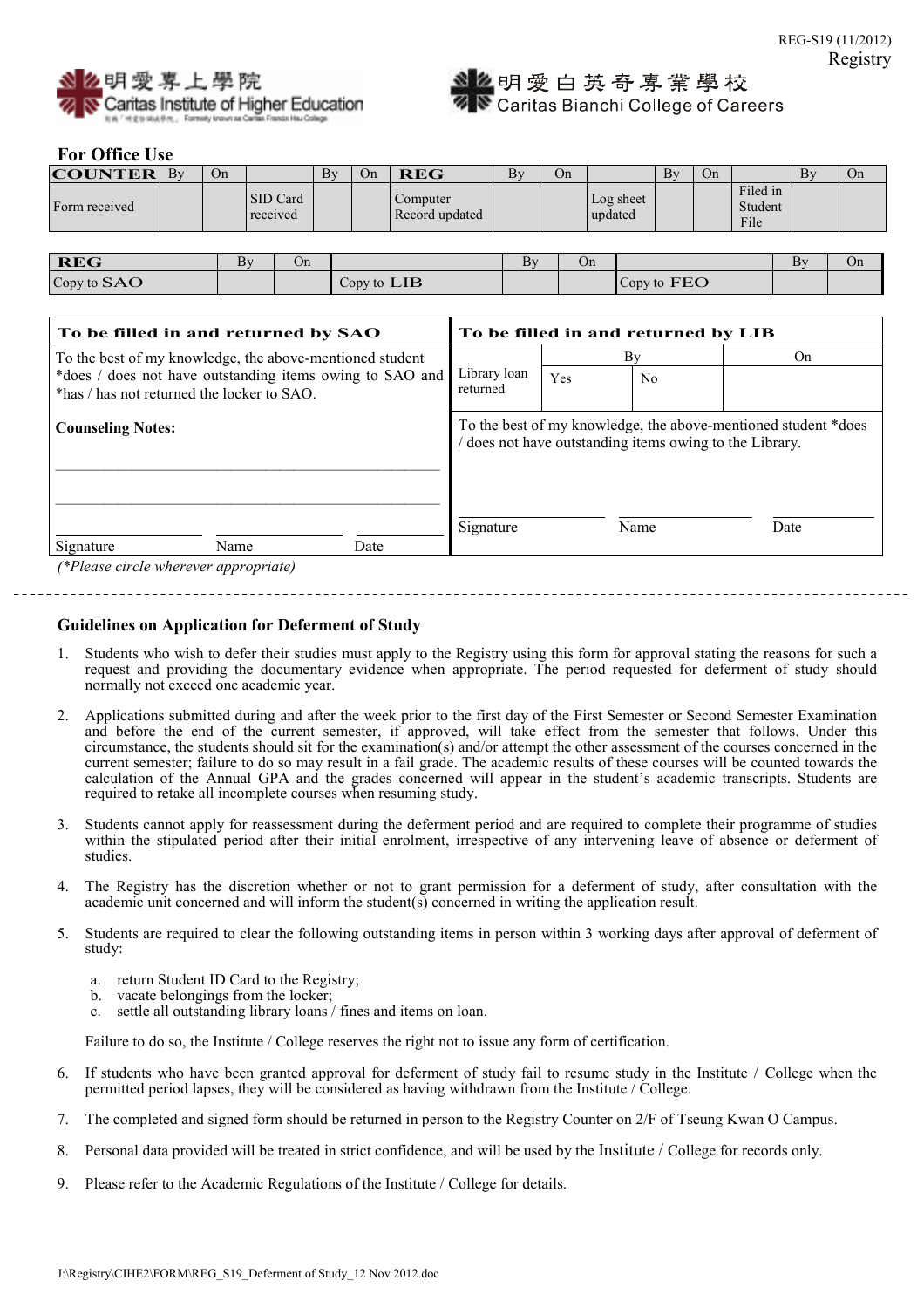REG-S19 (11/2012)
Registry

明愛專上學院 Caritas Institute of Higher Education

明愛白英奇專業學校 Caritas Bianchi College of Careers

**For Office Use**

| COUNTER | By | On | | By | On | REG | By | On | | By | On | | By | On |
|---|---|---|---|---|---|---|---|---|---|---|---|---|---|---|
| Form received | | | SID Card received | | | Computer Record updated | | | Log sheet updated | | | Filed in Student File | | |

| REG | By | On | | By | On | | By | On |
|---|---|---|---|---|---|---|---|---|
| Copy to SAO | | | Copy to LIB | | | Copy to FEO | | |

| To be filled in and returned by SAO | To be filled in and returned by LIB |
|---|---|
| To the best of my knowledge, the above-mentioned student *does / does not have outstanding items owing to SAO and *has / has not returned the locker to SAO. | Library loan returned: Yes / No — By ____ On ____ |
| **Counseling Notes:**<br>______________________<br>______________________ | To the best of my knowledge, the above-mentioned student *does / does not have outstanding items owing to the Library. |
| Signature ______ Name ______ Date ______ | Signature ______ Name ______ Date ______ |

*(*Please circle wherever appropriate)*

---

**Guidelines on Application for Deferment of Study**

1. Students who wish to defer their studies must apply to the Registry using this form for approval stating the reasons for such a request and providing the documentary evidence when appropriate. The period requested for deferment of study should normally not exceed one academic year.

2. Applications submitted during and after the week prior to the first day of the First Semester or Second Semester Examination and before the end of the current semester, if approved, will take effect from the semester that follows. Under this circumstance, the students should sit for the examination(s) and/or attempt the other assessment of the courses concerned in the current semester; failure to do so may result in a fail grade. The academic results of these courses will be counted towards the calculation of the Annual GPA and the grades concerned will appear in the student's academic transcripts. Students are required to retake all incomplete courses when resuming study.

3. Students cannot apply for reassessment during the deferment period and are required to complete their programme of studies within the stipulated period after their initial enrolment, irrespective of any intervening leave of absence or deferment of studies.

4. The Registry has the discretion whether or not to grant permission for a deferment of study, after consultation with the academic unit concerned and will inform the student(s) concerned in writing the application result.

5. Students are required to clear the following outstanding items in person within 3 working days after approval of deferment of study:

   a. return Student ID Card to the Registry;
   b. vacate belongings from the locker;
   c. settle all outstanding library loans / fines and items on loan.

   Failure to do so, the Institute / College reserves the right not to issue any form of certification.

6. If students who have been granted approval for deferment of study fail to resume study in the Institute / College when the permitted period lapses, they will be considered as having withdrawn from the Institute / College.

7. The completed and signed form should be returned in person to the Registry Counter on 2/F of Tseung Kwan O Campus.

8. Personal data provided will be treated in strict confidence, and will be used by the Institute / College for records only.

9. Please refer to the Academic Regulations of the Institute / College for details.

J:\Registry\CIHE2\FORM\REG_S19_Deferment of Study_12 Nov 2012.doc